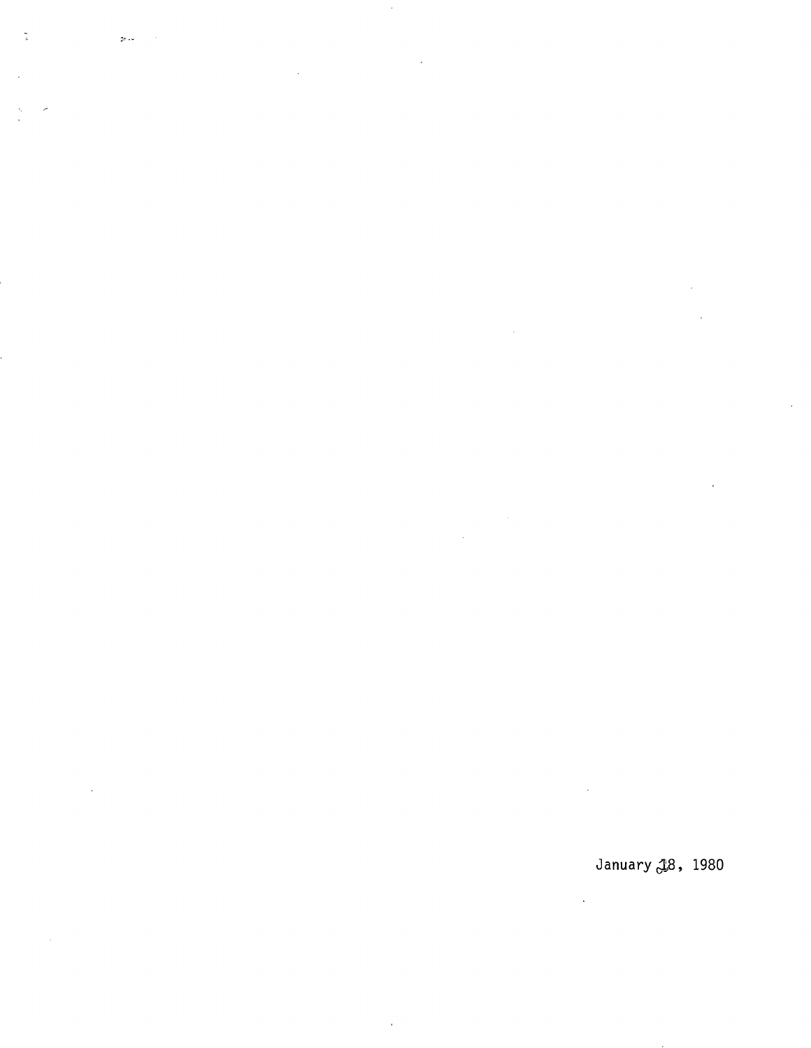January 18, 1980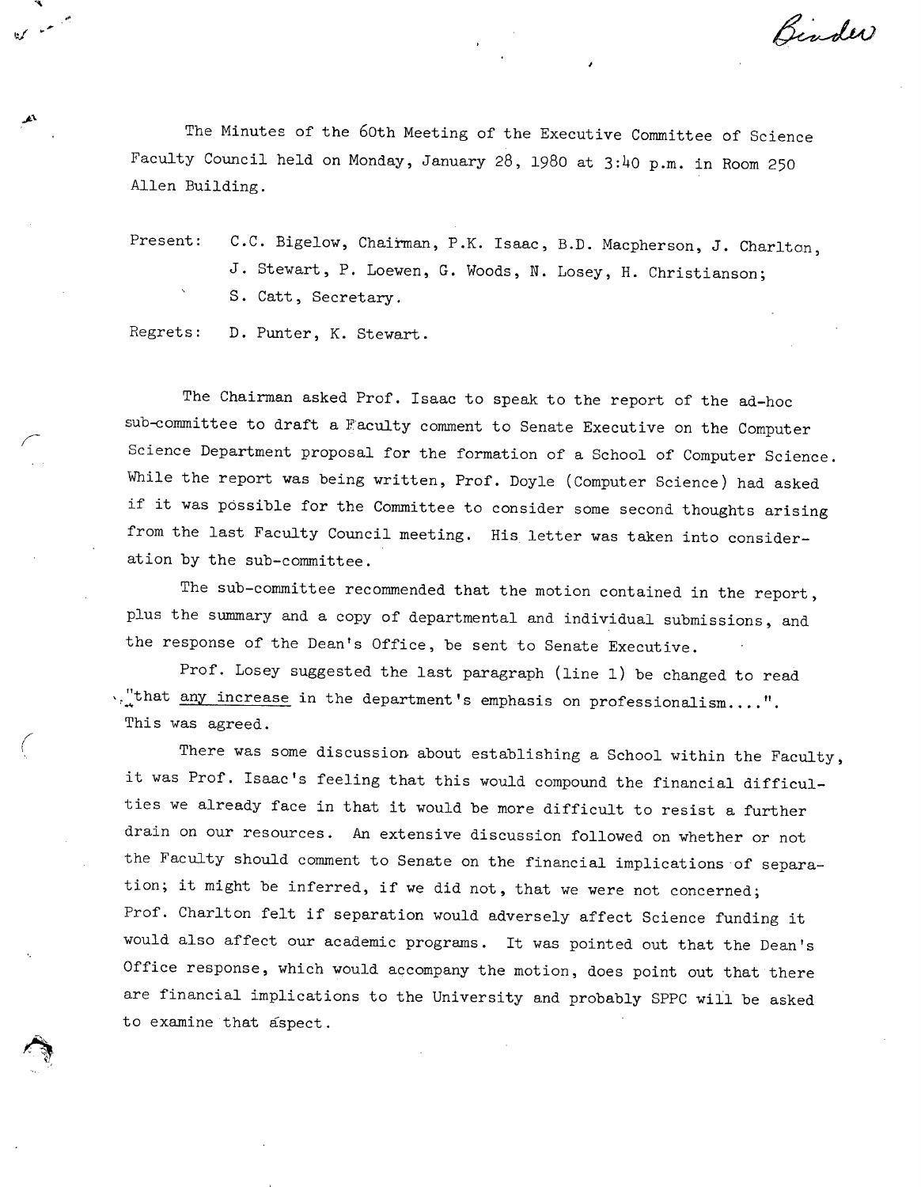Binder

The Minutes of the 60th Meeting of the Executive Committee of Science Faculty Council held on Monday, January 28, 1980 at 3:40 p.m. in Room 250 Allen Building.

Present: C.C. Bigelow, Chairman, P.K. Isaac, B.D. Macpherson, J. Charlton, J. Stewart, P. Loewen, G. Woods, N. Losey, H. Christianson; S. Catt, Secretary.

Regrets: D. Punter, K. Stewart.

The Chairman asked Prof. Isaac to speak to the report of the ad-hoc sub-committee to draft a Faculty comment to Senate Executive on the Computer Science Department proposal for the formation of a School of Computer Science. While the report was being written, Prof. Doyle (Computer Science) had asked if it was possible for the Committee to consider some second thoughts arising from the last Faculty Council meeting. His letter was taken into consideration by the sub-committee.

The sub-committee recommended that the motion contained in the report, plus the summary and a copy of departmental and individual submissions, and the response of the Dean's Office, be sent to Senate Executive.

Prof. Losey suggested the last paragraph (line 1) be changed to read "that <u>any increase</u> in the department's emphasis on professionalism....". This was agreed.

There was some discussion about establishing a School within the Faculty, it was Prof. Isaac's feeling that this would compound the financial difficulties we already face in that it would be more difficult to resist a further drain on our resources. An extensive discussion followed on whether or not the Faculty should comment to Senate on the financial implications of separation; it might be inferred, if we did not, that we were not concerned; Prof. Charlton felt if separation would adversely affect Science funding it would also affect our academic programs. It was pointed out that the Dean's Office response, which would accompany the motion, does point out that there are financial implications to the University and probably SPPC will be asked to examine that aspect.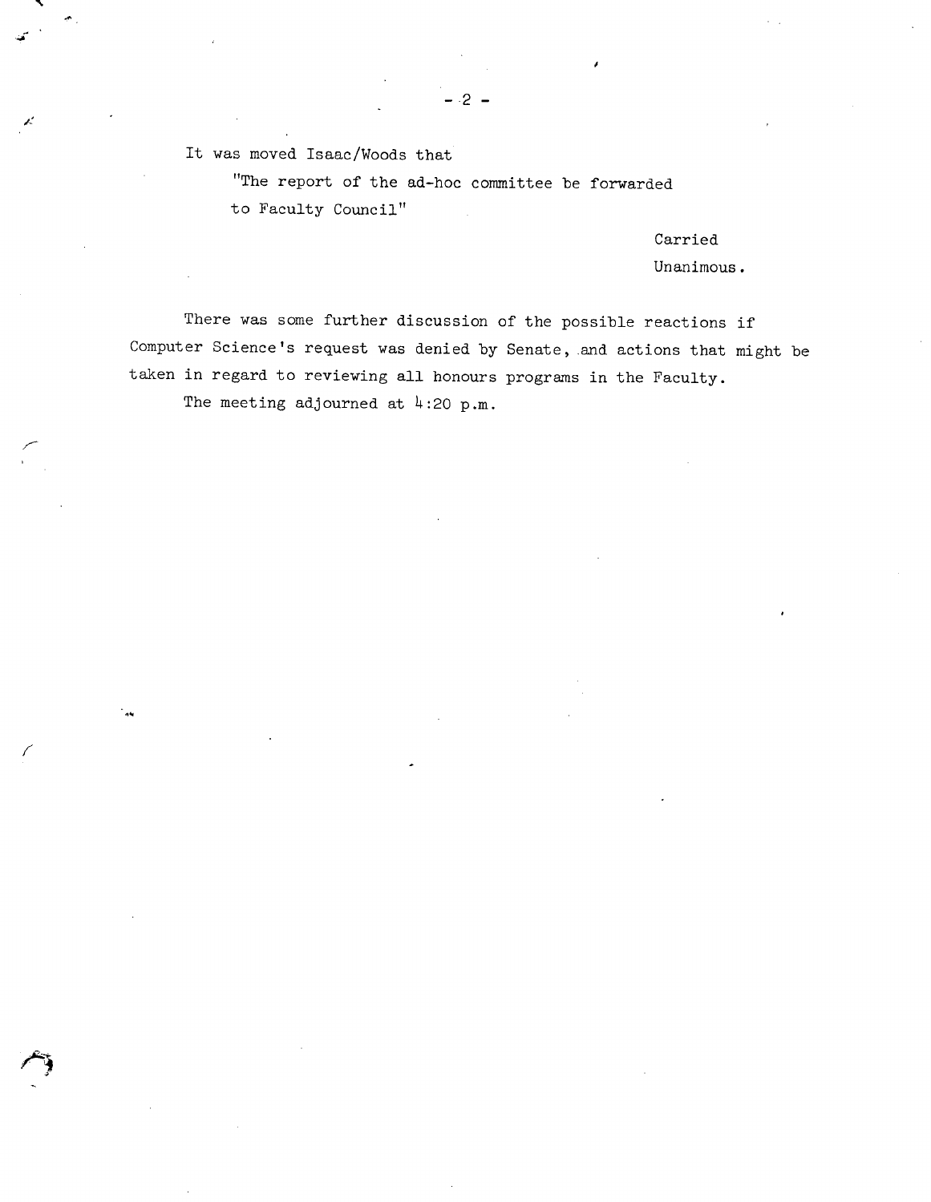It was moved Isaac/Woods that

> "The report of the ad-hoc committee be forwarded to Faculty Council"

Carried
Unanimous.

There was some further discussion of the possible reactions if Computer Science's request was denied by Senate, and actions that might be taken in regard to reviewing all honours programs in the Faculty.

The meeting adjourned at 4:20 p.m.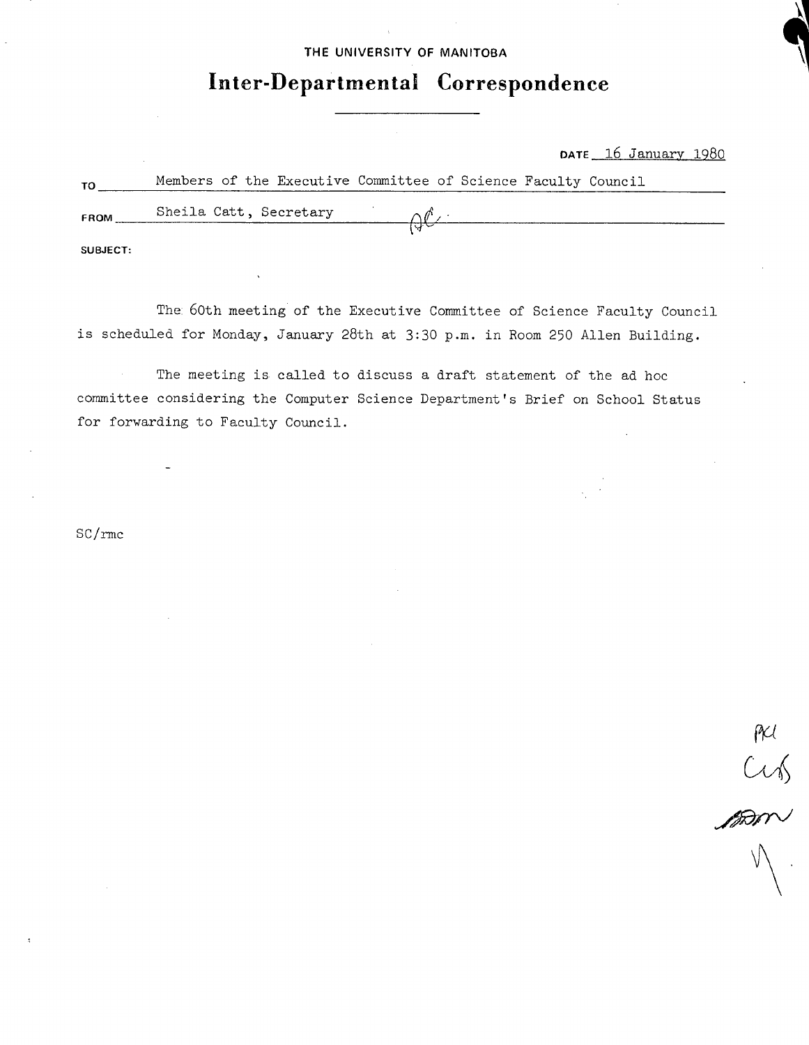THE UNIVERSITY OF MANITOBA

# Inter-Departmental Correspondence

DATE 16 January 1980

TO Members of the Executive Committee of Science Faculty Council

FROM Sheila Catt, Secretary

SUBJECT:

The 60th meeting of the Executive Committee of Science Faculty Council is scheduled for Monday, January 28th at 3:30 p.m. in Room 250 Allen Building.

The meeting is called to discuss a draft statement of the ad hoc committee considering the Computer Science Department's Brief on School Status for forwarding to Faculty Council.

SC/rmc